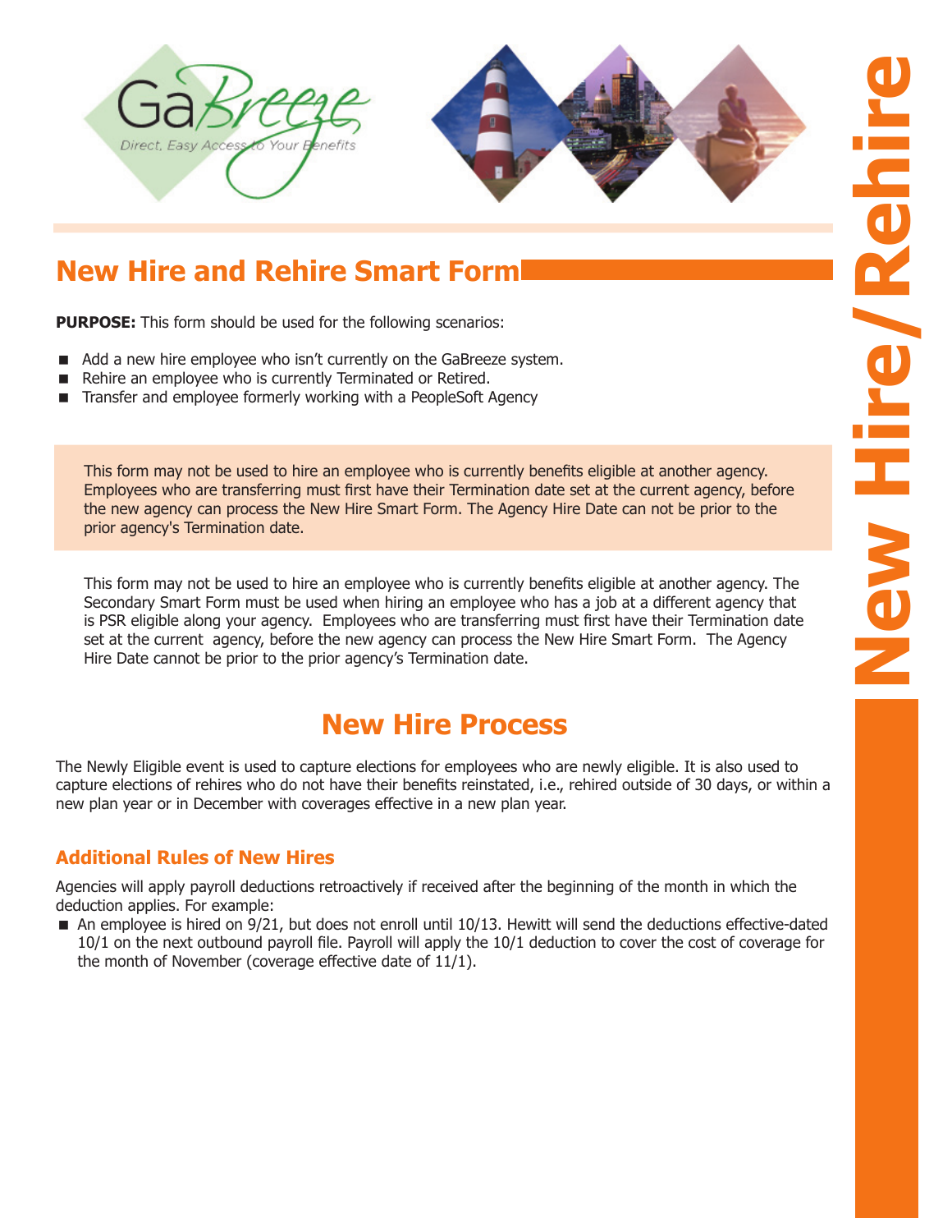# New Hire and Rehire Smart Form

**PURPOSE:** This form should be used for the following scenarios:

- Add a new hire employee who isn't currently on the GaBreeze system.
- Rehire an employee who is currently Terminated or Retired.
- Transfer and employee formerly working with a PeopleSoft Agency

This form may not be used to hire an employee who is currently benefits eligible at another agency. Employees who are transferring must first have their Termination date set at the current agency, before the new agency can process the New Hire Smart Form. The Agency Hire Date can not be prior to the prior agency's Termination date.

This form may not be used to hire an employee who is currently benefits eligible at another agency. The Secondary Smart Form must be used when hiring an employee who has a job at a different agency that is PSR eligible along your agency. Employees who are transferring must first have their Termination date set at the current agency, before the new agency can process the New Hire Smart Form. The Agency Hire Date cannot be prior to the prior agency's Termination date.

## New Hire Process

The Newly Eligible event is used to capture elections for employees who are newly eligible. It is also used to capture elections of rehires who do not have their benefits reinstated, i.e., rehired outside of 30 days, or within a new plan year or in December with coverages effective in a new plan year.

### Additional Rules of New Hires

Agencies will apply payroll deductions retroactively if received after the beginning of the month in which the deduction applies. For example:

- An employee is hired on 9/21, but does not enroll until 10/13. Hewitt will send the deductions effective-dated 10/1 on the next outbound payroll file. Payroll will apply the 10/1 deduction to cover the cost of coverage for the month of November (coverage effective date of 11/1).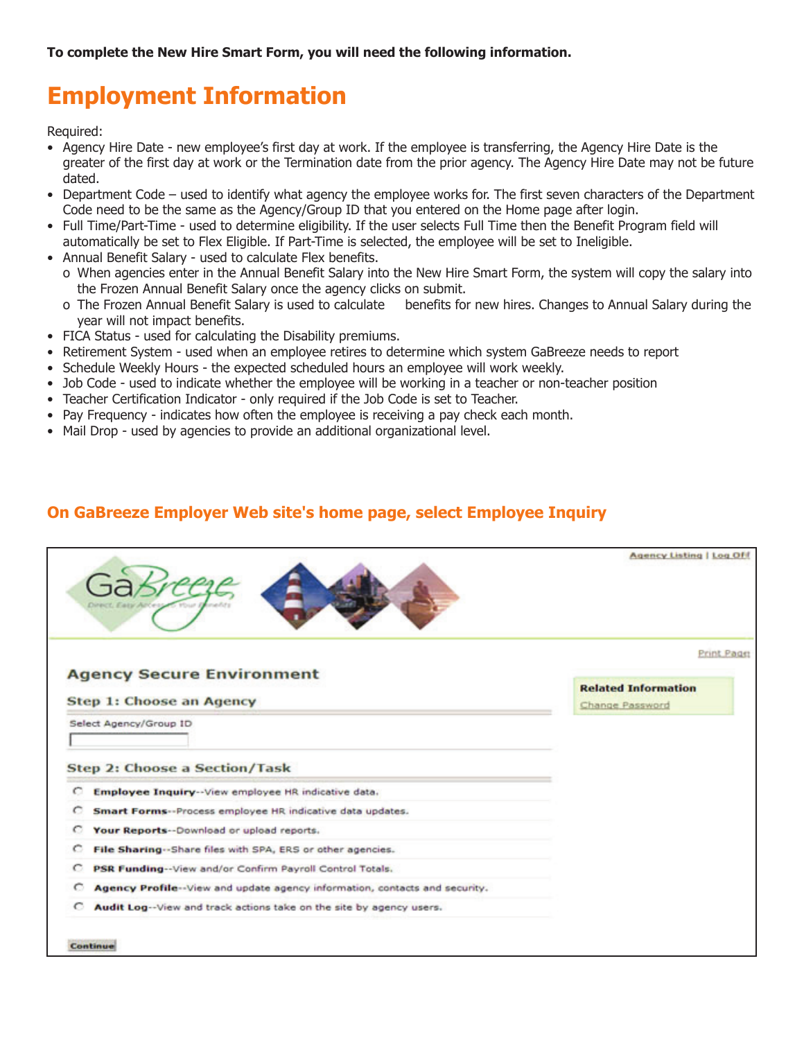**To complete the New Hire Smart Form, you will need the following information.**

# Employment Information

Required:

- Agency Hire Date - new employee's first day at work. If the employee is transferring, the Agency Hire Date is the greater of the first day at work or the Termination date from the prior agency. The Agency Hire Date may not be future dated.
- Department Code – used to identify what agency the employee works for. The first seven characters of the Department Code need to be the same as the Agency/Group ID that you entered on the Home page after login.
- Full Time/Part-Time - used to determine eligibility. If the user selects Full Time then the Benefit Program field will automatically be set to Flex Eligible. If Part-Time is selected, the employee will be set to Ineligible.
- Annual Benefit Salary - used to calculate Flex benefits.
  - When agencies enter in the Annual Benefit Salary into the New Hire Smart Form, the system will copy the salary into the Frozen Annual Benefit Salary once the agency clicks on submit.
  - The Frozen Annual Benefit Salary is used to calculate benefits for new hires. Changes to Annual Salary during the year will not impact benefits.
- FICA Status - used for calculating the Disability premiums.
- Retirement System - used when an employee retires to determine which system GaBreeze needs to report
- Schedule Weekly Hours - the expected scheduled hours an employee will work weekly.
- Job Code - used to indicate whether the employee will be working in a teacher or non-teacher position
- Teacher Certification Indicator - only required if the Job Code is set to Teacher.
- Pay Frequency - indicates how often the employee is receiving a pay check each month.
- Mail Drop - used by agencies to provide an additional organizational level.

### On GaBreeze Employer Web site's home page, select Employee Inquiry

Agency Listing | Log Off

Print Page

**Agency Secure Environment**

**Step 1: Choose an Agency**

Select Agency/Group ID

**Step 2: Choose a Section/Task**

- **Employee Inquiry**--View employee HR indicative data.
- **Smart Forms**--Process employee HR indicative data updates.
- **Your Reports**--Download or upload reports.
- **File Sharing**--Share files with SPA, ERS or other agencies.
- **PSR Funding**--View and/or Confirm Payroll Control Totals.
- **Agency Profile**--View and update agency information, contacts and security.
- **Audit Log**--View and track actions take on the site by agency users.

Continue

**Related Information**

Change Password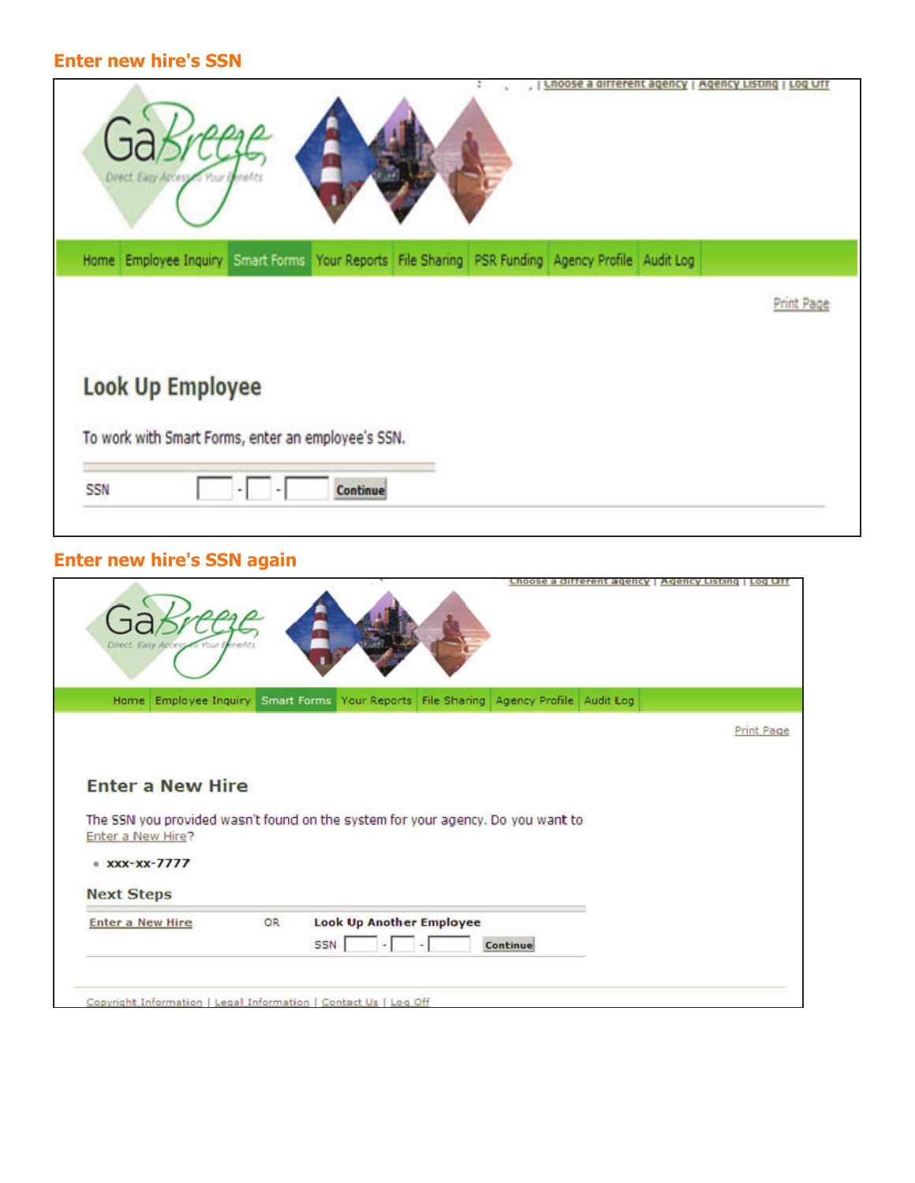## Enter new hire's SSN

| Choose a different agency | Agency Listing | Log Off

GaBreeze

Direct, Easy Access to Your Benefits

Home | Employee Inquiry | Smart Forms | Your Reports | File Sharing | PSR Funding | Agency Profile | Audit Log

Print Page

### Look Up Employee

To work with Smart Forms, enter an employee's SSN.

SSN [ ] - [ ] - [ ] Continue

## Enter new hire's SSN again

Choose a different agency | Agency Listing | Log Off

GaBreeze

Direct, Easy Access to Your Benefits

Home | Employee Inquiry | Smart Forms | Your Reports | File Sharing | Agency Profile | Audit Log

Print Page

### Enter a New Hire

The SSN you provided wasn't found on the system for your agency. Do you want to Enter a New Hire?

- xxx-xx-7777

### Next Steps

Enter a New Hire OR **Look Up Another Employee**

SSN [ ] - [ ] - [ ] Continue

Copyright Information | Legal Information | Contact Us | Log Off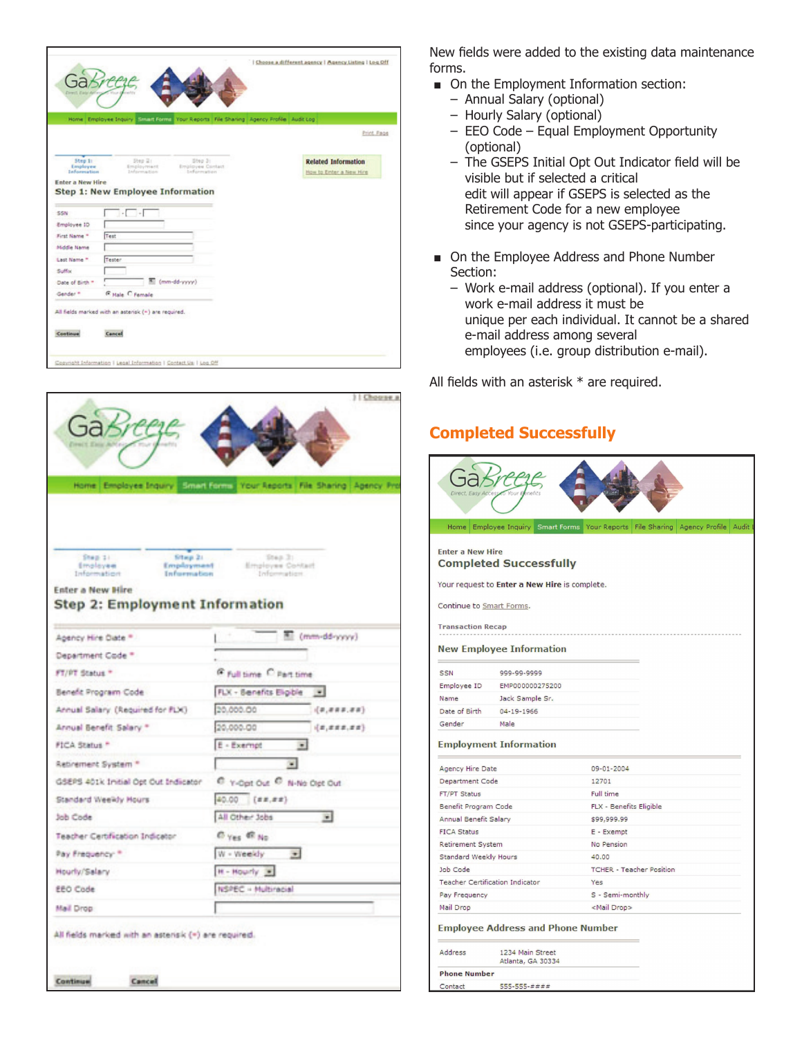New fields were added to the existing data maintenance forms.

- On the Employment Information section:
  - Annual Salary (optional)
  - Hourly Salary (optional)
  - EEO Code – Equal Employment Opportunity (optional)
  - The GSEPS Initial Opt Out Indicator field will be visible but if selected a critical edit will appear if GSEPS is selected as the Retirement Code for a new employee since your agency is not GSEPS-participating.
- On the Employee Address and Phone Number Section:
  - Work e-mail address (optional). If you enter a work e-mail address it must be unique per each individual. It cannot be a shared e-mail address among several employees (i.e. group distribution e-mail).

All fields with an asterisk * are required.

## Completed Successfully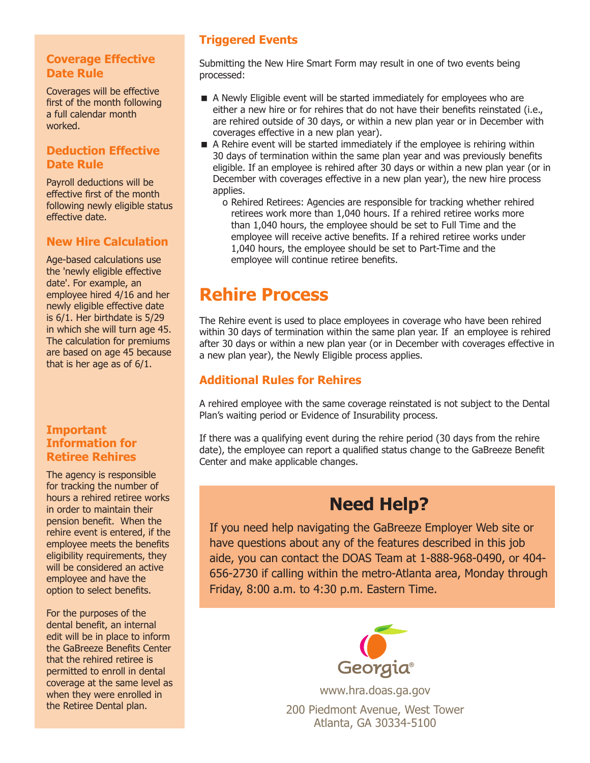### Coverage Effective Date Rule

Coverages will be effective first of the month following a full calendar month worked.

### Deduction Effective Date Rule

Payroll deductions will be effective first of the month following newly eligible status effective date.

### New Hire Calculation

Age-based calculations use the 'newly eligible effective date'. For example, an employee hired 4/16 and her newly eligible effective date is 6/1. Her birthdate is 5/29 in which she will turn age 45. The calculation for premiums are based on age 45 because that is her age as of 6/1.

### Important Information for Retiree Rehires

The agency is responsible for tracking the number of hours a rehired retiree works in order to maintain their pension benefit. When the rehire event is entered, if the employee meets the benefits eligibility requirements, they will be considered an active employee and have the option to select benefits.

For the purposes of the dental benefit, an internal edit will be in place to inform the GaBreeze Benefits Center that the rehired retiree is permitted to enroll in dental coverage at the same level as when they were enrolled in the Retiree Dental plan.

### Triggered Events

Submitting the New Hire Smart Form may result in one of two events being processed:

- A Newly Eligible event will be started immediately for employees who are either a new hire or for rehires that do not have their benefits reinstated (i.e., are rehired outside of 30 days, or within a new plan year or in December with coverages effective in a new plan year).
- A Rehire event will be started immediately if the employee is rehiring within 30 days of termination within the same plan year and was previously benefits eligible. If an employee is rehired after 30 days or within a new plan year (or in December with coverages effective in a new plan year), the new hire process applies.
    - o Rehired Retirees: Agencies are responsible for tracking whether rehired retirees work more than 1,040 hours. If a rehired retiree works more than 1,040 hours, the employee should be set to Full Time and the employee will receive active benefits. If a rehired retiree works under 1,040 hours, the employee should be set to Part-Time and the employee will continue retiree benefits.

# Rehire Process

The Rehire event is used to place employees in coverage who have been rehired within 30 days of termination within the same plan year. If an employee is rehired after 30 days or within a new plan year (or in December with coverages effective in a new plan year), the Newly Eligible process applies.

### Additional Rules for Rehires

A rehired employee with the same coverage reinstated is not subject to the Dental Plan's waiting period or Evidence of Insurability process.

If there was a qualifying event during the rehire period (30 days from the rehire date), the employee can report a qualified status change to the GaBreeze Benefit Center and make applicable changes.

## Need Help?

If you need help navigating the GaBreeze Employer Web site or have questions about any of the features described in this job aide, you can contact the DOAS Team at 1-888-968-0490, or 404-656-2730 if calling within the metro-Atlanta area, Monday through Friday, 8:00 a.m. to 4:30 p.m. Eastern Time.

Georgia®

www.hra.doas.ga.gov

200 Piedmont Avenue, West Tower
Atlanta, GA 30334-5100